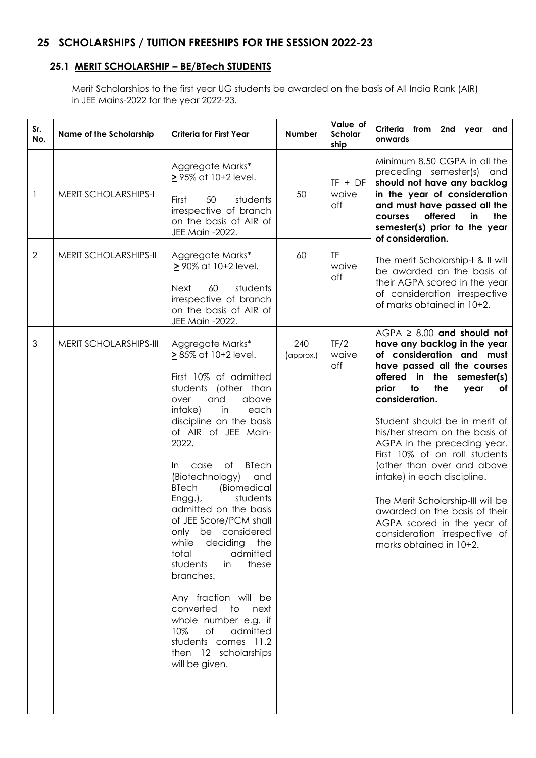## 25 SCHOLARSHIPS / TUITION FREESHIPS FOR THE SESSION 2022-23

### 25.1 MERIT SCHOLARSHIP – BE/BTech STUDENTS

Merit Scholarships to the first year UG students be awarded on the basis of All India Rank (AIR) in JEE Mains-2022 for the year 2022-23.

| Sr. No. | Name of the Scholarship | Criteria for First Year | Number | Value of Scholar ship | Criteria from 2nd year and onwards |
|---|---|---|---|---|---|
| 1 | MERIT SCHOLARSHIPS-I | Aggregate Marks* ≥ 95% at 10+2 level.<br><br>First 50 students irrespective of branch on the basis of AIR of JEE Main -2022. | 50 | TF + DF waive off | Minimum 8.50 CGPA in all the preceding semester(s) and **should not have any backlog in the year of consideration and must have passed all the courses offered in the semester(s) prior to the year of consideration.**<br><br>The merit Scholarship-I & II will be awarded on the basis of their AGPA scored in the year of consideration irrespective of marks obtained in 10+2. |
| 2 | MERIT SCHOLARSHIPS-II | Aggregate Marks* ≥ 90% at 10+2 level.<br><br>Next 60 students irrespective of branch on the basis of AIR of JEE Main -2022. | 60 | TF waive off | |
| 3 | MERIT SCHOLARSHIPS-III | Aggregate Marks* ≥ 85% at 10+2 level.<br><br>First 10% of admitted students (other than over and above intake) in each discipline on the basis of AIR of JEE Main-2022.<br><br>In case of BTech (Biotechnology) and BTech (Biomedical Engg.), students admitted on the basis of JEE Score/PCM shall only be considered while deciding the total admitted students in these branches.<br><br>Any fraction will be converted to next whole number e.g. if 10% of admitted students comes 11.2 then 12 scholarships will be given. | 240 (approx.) | TF/2 waive off | AGPA ≥ 8.00 **and should not have any backlog in the year of consideration and must have passed all the courses offered in the semester(s) prior to the year of consideration.**<br><br>Student should be in merit of his/her stream on the basis of AGPA in the preceding year. First 10% of on roll students (other than over and above intake) in each discipline.<br><br>The Merit Scholarship-III will be awarded on the basis of their AGPA scored in the year of consideration irrespective of marks obtained in 10+2. |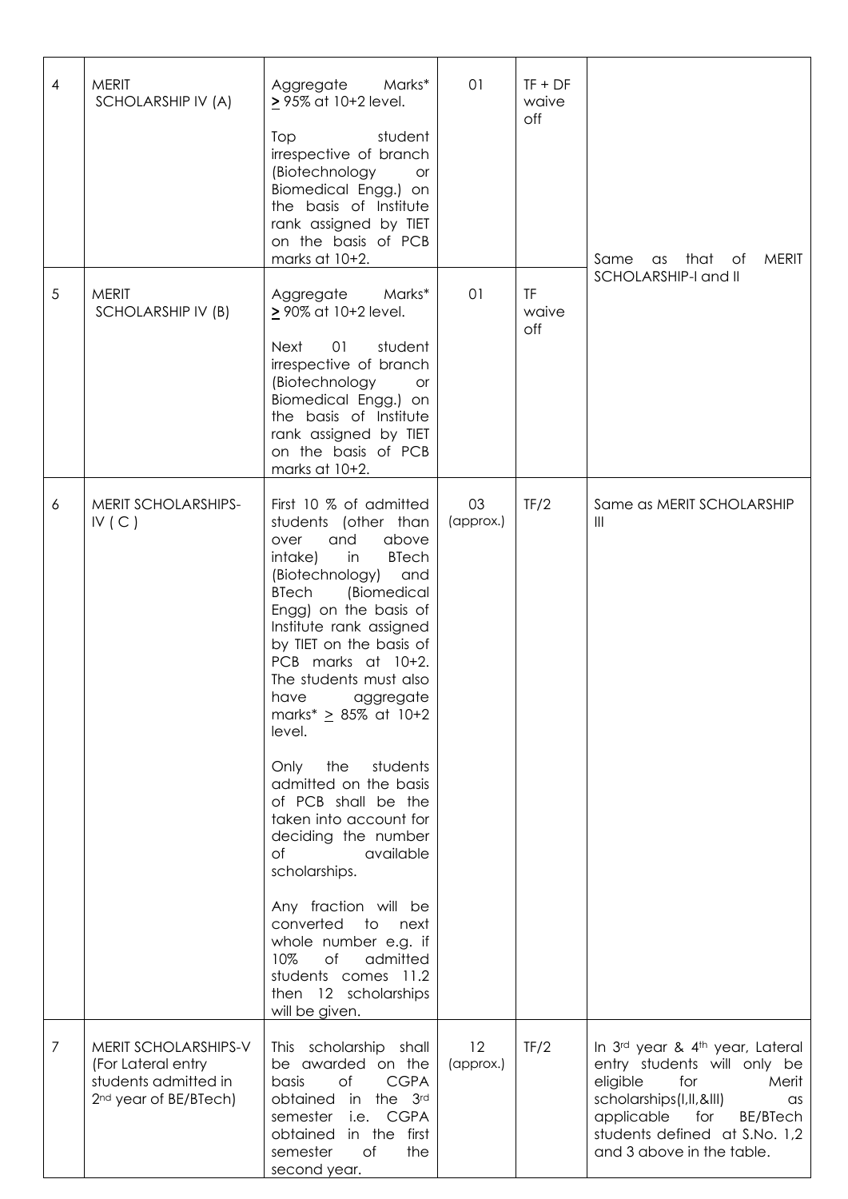| 4 | MERIT SCHOLARSHIP IV (A) | Aggregate Marks* ≥ 95% at 10+2 level.<br><br>Top student irrespective of branch (Biotechnology or Biomedical Engg.) on the basis of Institute rank assigned by TIET on the basis of PCB marks at 10+2. | 01 | TF + DF waive off | Same as that of MERIT SCHOLARSHIP-I and II |
|---|---|---|---|---|---|
| 5 | MERIT SCHOLARSHIP IV (B) | Aggregate Marks* ≥ 90% at 10+2 level.<br><br>Next 01 student irrespective of branch (Biotechnology or Biomedical Engg.) on the basis of Institute rank assigned by TIET on the basis of PCB marks at 10+2. | 01 | TF waive off | |
| 6 | MERIT SCHOLARSHIPS-IV ( C ) | First 10 % of admitted students (other than over and above intake) in BTech (Biotechnology) and BTech (Biomedical Engg) on the basis of Institute rank assigned by TIET on the basis of PCB marks at 10+2. The students must also have aggregate marks* ≥ 85% at 10+2 level.<br><br>Only the students admitted on the basis of PCB shall be the taken into account for deciding the number of available scholarships.<br><br>Any fraction will be converted to next whole number e.g. if 10% of admitted students comes 11.2 then 12 scholarships will be given. | 03 (approx.) | TF/2 | Same as MERIT SCHOLARSHIP III |
| 7 | MERIT SCHOLARSHIPS-V (For Lateral entry students admitted in 2nd year of BE/BTech) | This scholarship shall be awarded on the basis of CGPA obtained in the 3rd semester i.e. CGPA obtained in the first semester of the second year. | 12 (approx.) | TF/2 | In 3rd year & 4th year, Lateral entry students will only be eligible for Merit scholarships(I,II,&III) as applicable for BE/BTech students defined at S.No. 1,2 and 3 above in the table. |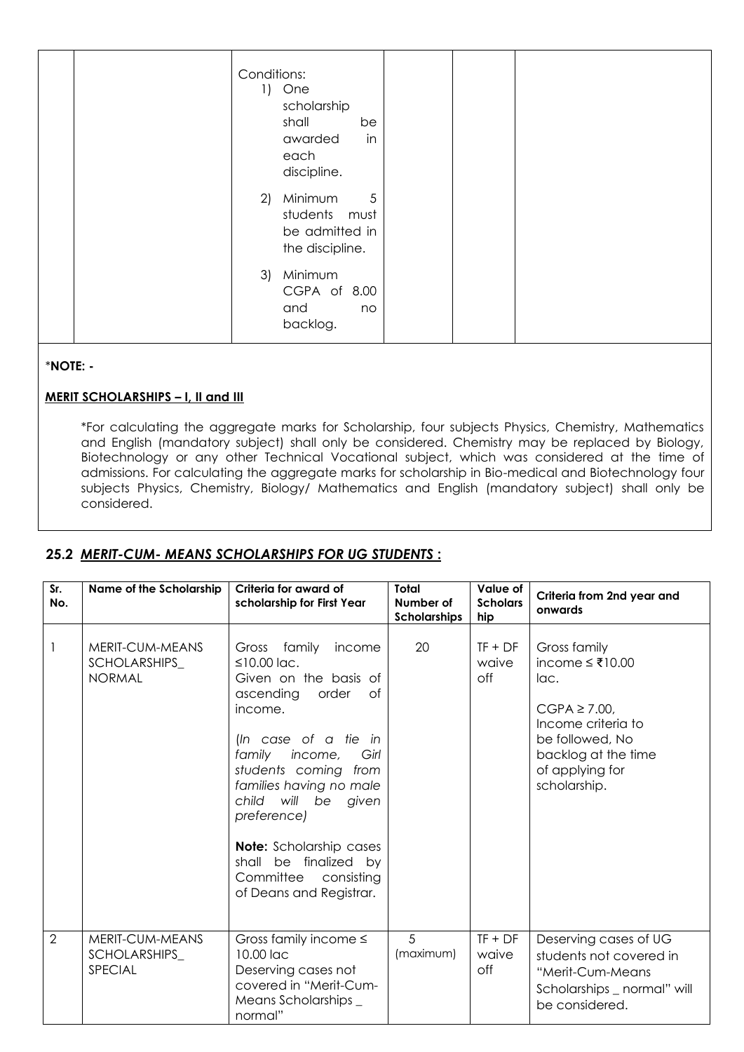| | | Conditions:<br>1) One scholarship shall be awarded in each discipline.<br>2) Minimum 5 students must be admitted in the discipline.<br>3) Minimum CGPA of 8.00 and no backlog. | | | |
|---|---|---|---|---|---|

*__NOTE: -__

**<u>MERIT SCHOLARSHIPS – I, II and III</u>**

*For calculating the aggregate marks for Scholarship, four subjects Physics, Chemistry, Mathematics and English (mandatory subject) shall only be considered. Chemistry may be replaced by Biology, Biotechnology or any other Technical Vocational subject, which was considered at the time of admissions. For calculating the aggregate marks for scholarship in Bio-medical and Biotechnology four subjects Physics, Chemistry, Biology/ Mathematics and English (mandatory subject) shall only be considered.

## 25.2 *MERIT-CUM- MEANS SCHOLARSHIPS FOR UG STUDENTS* :

| Sr. No. | Name of the Scholarship | Criteria for award of scholarship for First Year | Total Number of Scholarships | Value of Scholarship | Criteria from 2nd year and onwards |
|---|---|---|---|---|---|
| 1 | MERIT-CUM-MEANS SCHOLARSHIPS_ NORMAL | Gross family income ≤10.00 lac.<br>Given on the basis of ascending order of income.<br>*(In case of a tie in family income, Girl students coming from families having no male child will be given preference)*<br>**Note:** Scholarship cases shall be finalized by Committee consisting of Deans and Registrar. | 20 | TF + DF waive off | Gross family income ≤ ₹10.00 lac.<br>CGPA ≥ 7.00, Income criteria to be followed, No backlog at the time of applying for scholarship. |
| 2 | MERIT-CUM-MEANS SCHOLARSHIPS_ SPECIAL | Gross family income ≤ 10.00 lac<br>Deserving cases not covered in "Merit-Cum-Means Scholarships _ normal" | 5 (maximum) | TF + DF waive off | Deserving cases of UG students not covered in "Merit-Cum-Means Scholarships _ normal" will be considered. |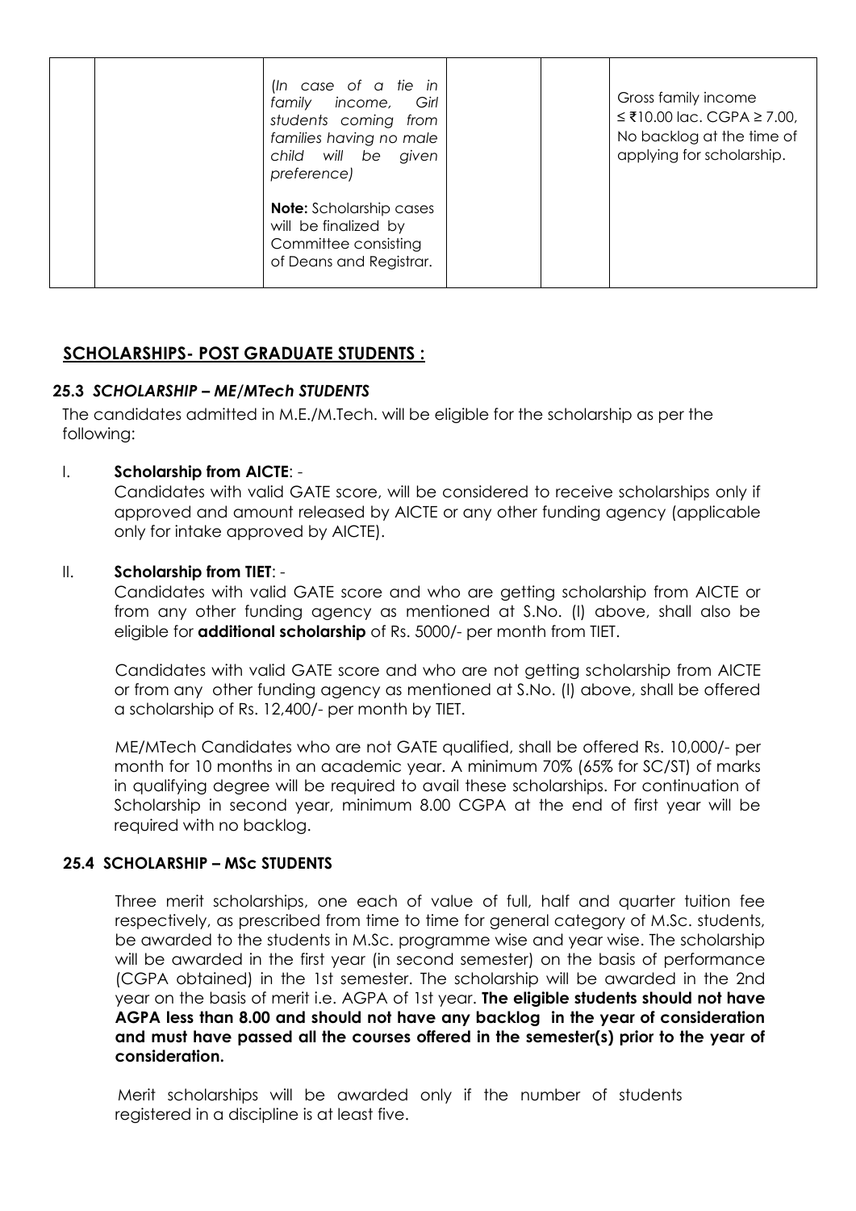| | | (In case of a tie in family income, Girl students coming from families having no male child will be given preference)<br><br>**Note:** Scholarship cases will be finalized by Committee consisting of Deans and Registrar. | | | Gross family income ≤ ₹10.00 lac. CGPA ≥ 7.00, No backlog at the time of applying for scholarship. |
|---|---|---|---|---|---|

## SCHOLARSHIPS- POST GRADUATE STUDENTS :

### 25.3 *SCHOLARSHIP – ME/MTech STUDENTS*

The candidates admitted in M.E./M.Tech. will be eligible for the scholarship as per the following:

I. **Scholarship from AICTE**: -

Candidates with valid GATE score, will be considered to receive scholarships only if approved and amount released by AICTE or any other funding agency (applicable only for intake approved by AICTE).

II. **Scholarship from TIET**: -

Candidates with valid GATE score and who are getting scholarship from AICTE or from any other funding agency as mentioned at S.No. (I) above, shall also be eligible for **additional scholarship** of Rs. 5000/- per month from TIET.

Candidates with valid GATE score and who are not getting scholarship from AICTE or from any other funding agency as mentioned at S.No. (I) above, shall be offered a scholarship of Rs. 12,400/- per month by TIET.

ME/MTech Candidates who are not GATE qualified, shall be offered Rs. 10,000/- per month for 10 months in an academic year. A minimum 70% (65% for SC/ST) of marks in qualifying degree will be required to avail these scholarships. For continuation of Scholarship in second year, minimum 8.00 CGPA at the end of first year will be required with no backlog.

### 25.4 SCHOLARSHIP – MSc STUDENTS

Three merit scholarships, one each of value of full, half and quarter tuition fee respectively, as prescribed from time to time for general category of M.Sc. students, be awarded to the students in M.Sc. programme wise and year wise. The scholarship will be awarded in the first year (in second semester) on the basis of performance (CGPA obtained) in the 1st semester. The scholarship will be awarded in the 2nd year on the basis of merit i.e. AGPA of 1st year. **The eligible students should not have AGPA less than 8.00 and should not have any backlog in the year of consideration and must have passed all the courses offered in the semester(s) prior to the year of consideration.**

Merit scholarships will be awarded only if the number of students registered in a discipline is at least five.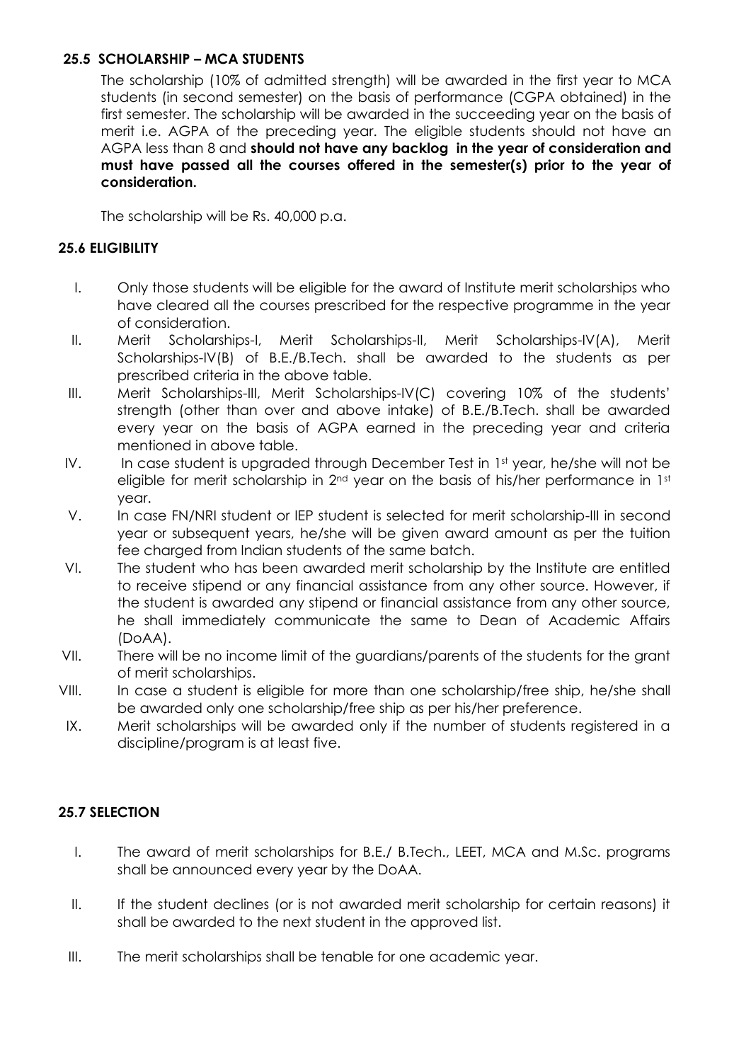### 25.5 SCHOLARSHIP – MCA STUDENTS

The scholarship (10% of admitted strength) will be awarded in the first year to MCA students (in second semester) on the basis of performance (CGPA obtained) in the first semester. The scholarship will be awarded in the succeeding year on the basis of merit i.e. AGPA of the preceding year. The eligible students should not have an AGPA less than 8 and **should not have any backlog in the year of consideration and must have passed all the courses offered in the semester(s) prior to the year of consideration.**

The scholarship will be Rs. 40,000 p.a.

### 25.6 ELIGIBILITY

I. Only those students will be eligible for the award of Institute merit scholarships who have cleared all the courses prescribed for the respective programme in the year of consideration.

II. Merit Scholarships-I, Merit Scholarships-II, Merit Scholarships-IV(A), Merit Scholarships-IV(B) of B.E./B.Tech. shall be awarded to the students as per prescribed criteria in the above table.

III. Merit Scholarships-III, Merit Scholarships-IV(C) covering 10% of the students' strength (other than over and above intake) of B.E./B.Tech. shall be awarded every year on the basis of AGPA earned in the preceding year and criteria mentioned in above table.

IV. In case student is upgraded through December Test in 1st year, he/she will not be eligible for merit scholarship in 2nd year on the basis of his/her performance in 1st year.

V. In case FN/NRI student or IEP student is selected for merit scholarship-III in second year or subsequent years, he/she will be given award amount as per the tuition fee charged from Indian students of the same batch.

VI. The student who has been awarded merit scholarship by the Institute are entitled to receive stipend or any financial assistance from any other source. However, if the student is awarded any stipend or financial assistance from any other source, he shall immediately communicate the same to Dean of Academic Affairs (DoAA).

VII. There will be no income limit of the guardians/parents of the students for the grant of merit scholarships.

VIII. In case a student is eligible for more than one scholarship/free ship, he/she shall be awarded only one scholarship/free ship as per his/her preference.

IX. Merit scholarships will be awarded only if the number of students registered in a discipline/program is at least five.

### 25.7 SELECTION

I. The award of merit scholarships for B.E./ B.Tech., LEET, MCA and M.Sc. programs shall be announced every year by the DoAA.

II. If the student declines (or is not awarded merit scholarship for certain reasons) it shall be awarded to the next student in the approved list.

III. The merit scholarships shall be tenable for one academic year.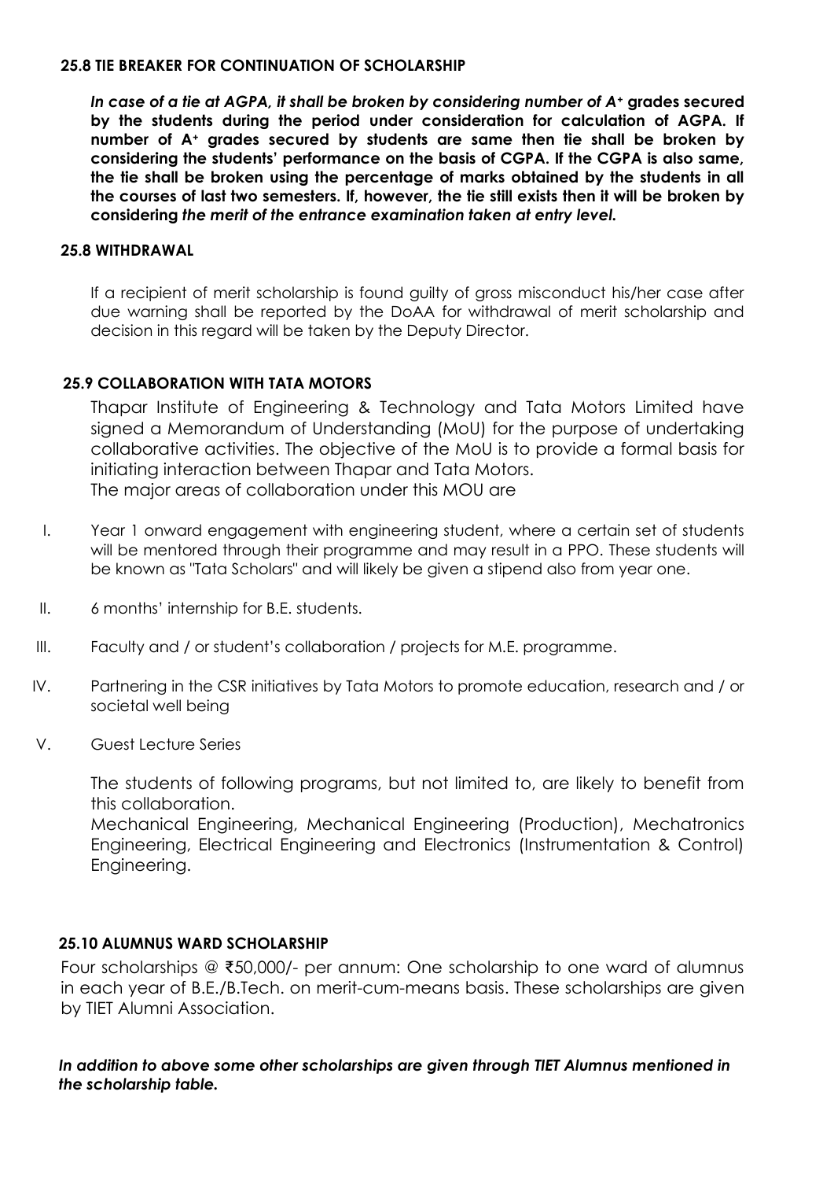### 25.8 TIE BREAKER FOR CONTINUATION OF SCHOLARSHIP

***In case of a tie at AGPA, it shall be broken by considering number of A+* grades secured by the students during the period under consideration for calculation of AGPA. If number of A+ grades secured by students are same then tie shall be broken by considering the students' performance on the basis of CGPA. If the CGPA is also same, the tie shall be broken using the percentage of marks obtained by the students in all the courses of last two semesters. If, however, the tie still exists then it will be broken by considering *the merit of the entrance examination taken at entry level.***

### 25.8 WITHDRAWAL

If a recipient of merit scholarship is found guilty of gross misconduct his/her case after due warning shall be reported by the DoAA for withdrawal of merit scholarship and decision in this regard will be taken by the Deputy Director.

### 25.9 COLLABORATION WITH TATA MOTORS

Thapar Institute of Engineering & Technology and Tata Motors Limited have signed a Memorandum of Understanding (MoU) for the purpose of undertaking collaborative activities. The objective of the MoU is to provide a formal basis for initiating interaction between Thapar and Tata Motors.
The major areas of collaboration under this MOU are

I. Year 1 onward engagement with engineering student, where a certain set of students will be mentored through their programme and may result in a PPO. These students will be known as "Tata Scholars" and will likely be given a stipend also from year one.

II. 6 months' internship for B.E. students.

III. Faculty and / or student's collaboration / projects for M.E. programme.

IV. Partnering in the CSR initiatives by Tata Motors to promote education, research and / or societal well being

V. Guest Lecture Series

The students of following programs, but not limited to, are likely to benefit from this collaboration.
Mechanical Engineering, Mechanical Engineering (Production), Mechatronics Engineering, Electrical Engineering and Electronics (Instrumentation & Control) Engineering.

### 25.10 ALUMNUS WARD SCHOLARSHIP

Four scholarships @ ₹50,000/- per annum: One scholarship to one ward of alumnus in each year of B.E./B.Tech. on merit-cum-means basis. These scholarships are given by TIET Alumni Association.

***In addition to above some other scholarships are given through TIET Alumnus mentioned in the scholarship table.***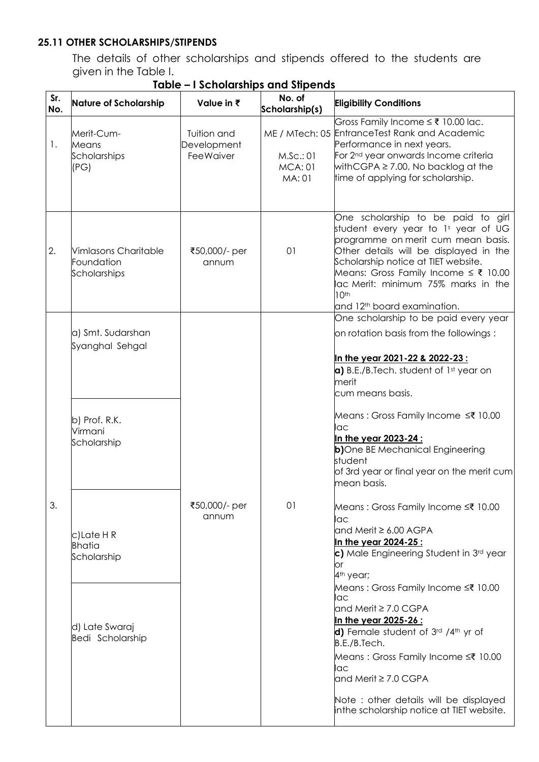### 25.11 OTHER SCHOLARSHIPS/STIPENDS

The details of other scholarships and stipends offered to the students are given in the Table I.

**Table – I Scholarships and Stipends**

| Sr. No. | Nature of Scholarship | Value in ₹ | No. of Scholarship(s) | Eligibility Conditions |
|---|---|---|---|---|
| 1. | Merit-Cum-Means Scholarships (PG) | Tuition and Development FeeWaiver | ME / MTech: 05<br>M.Sc.: 01<br>MCA: 01<br>MA: 01 | Gross Family Income ≤ ₹ 10.00 lac. EntranceTest Rank and Academic Performance in next years.<br>For 2nd year onwards Income criteria withCGPA ≥ 7.00, No backlog at the time of applying for scholarship. |
| 2. | Vimlasons Charitable Foundation Scholarships | ₹50,000/- per annum | 01 | One scholarship to be paid to girl student every year to 1s year of UG programme on merit cum mean basis. Other details will be displayed in the Scholarship notice at TIET website.<br>Means: Gross Family Income ≤ ₹ 10.00 lac Merit: minimum 75% marks in the 10th and 12th board examination. |
| 3. | a) Smt. Sudarshan Syanghal Sehgal<br><br>b) Prof. R.K. Virmani Scholarship<br><br>c) Late H R Bhatia Scholarship<br><br>d) Late Swaraj Bedi Scholarship | ₹50,000/- per annum | 01 | One scholarship to be paid every year on rotation basis from the followings :<br><br>**In the year 2021-22 & 2022-23 :**<br>**a)** B.E./B.Tech. student of 1st year on merit cum means basis.<br><br>Means : Gross Family Income ≤₹ 10.00 lac<br>**In the year 2023-24 :**<br>**b)** One BE Mechanical Engineering student of 3rd year or final year on the merit cum mean basis.<br><br>Means : Gross Family Income ≤₹ 10.00 lac and Merit ≥ 6.00 AGPA<br>**In the year 2024-25 :**<br>**c)** Male Engineering Student in 3rd year or 4th year;<br>Means : Gross Family Income ≤₹ 10.00 lac and Merit ≥ 7.0 CGPA<br>**In the year 2025-26 :**<br>**d)** Female student of 3rd /4th yr of B.E./B.Tech.<br>Means : Gross Family Income ≤₹ 10.00 lac and Merit ≥ 7.0 CGPA<br><br>Note : other details will be displayed inthe scholarship notice at TIET website. |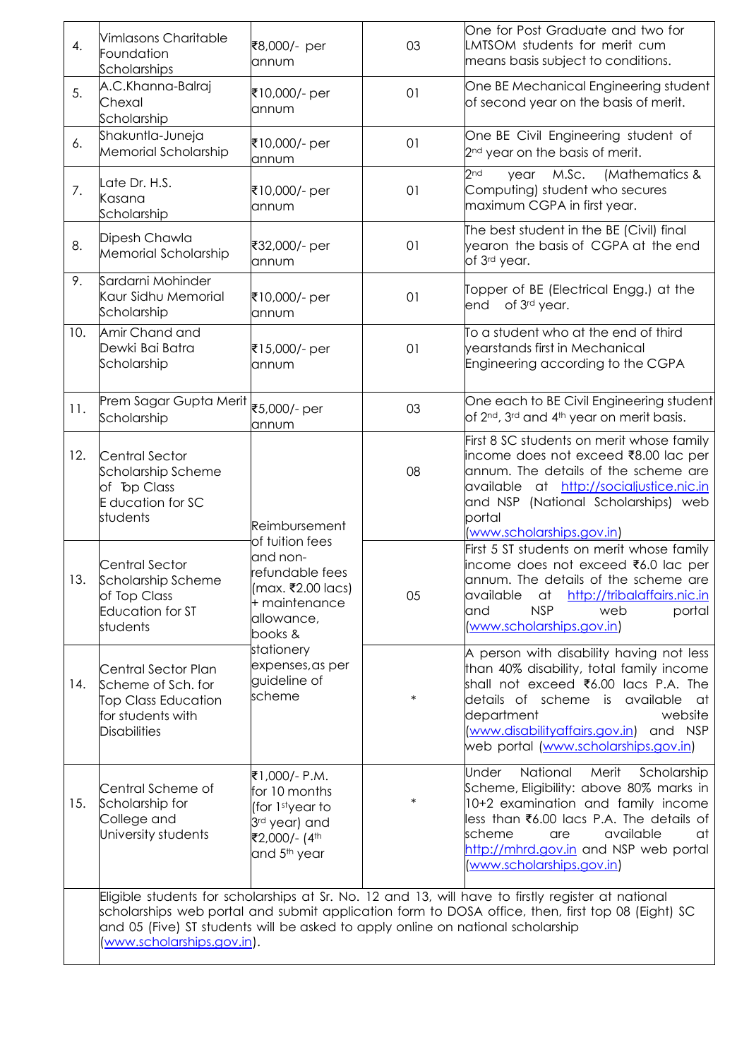| 4. | Vimlasons Charitable Foundation Scholarships | ₹8,000/- per annum | 03 | One for Post Graduate and two for LMTSOM students for merit cum means basis subject to conditions. |
|---|---|---|---|---|
| 5. | A.C.Khanna-Balraj Chexal Scholarship | ₹10,000/- per annum | 01 | One BE Mechanical Engineering student of second year on the basis of merit. |
| 6. | Shakuntla-Juneja Memorial Scholarship | ₹10,000/- per annum | 01 | One BE Civil Engineering student of 2nd year on the basis of merit. |
| 7. | Late Dr. H.S. Kasana Scholarship | ₹10,000/- per annum | 01 | 2nd year M.Sc. (Mathematics & Computing) student who secures maximum CGPA in first year. |
| 8. | Dipesh Chawla Memorial Scholarship | ₹32,000/- per annum | 01 | The best student in the BE (Civil) final yearon the basis of CGPA at the end of 3rd year. |
| 9. | Sardarni Mohinder Kaur Sidhu Memorial Scholarship | ₹10,000/- per annum | 01 | Topper of BE (Electrical Engg.) at the end of 3rd year. |
| 10. | Amir Chand and Dewki Bai Batra Scholarship | ₹15,000/- per annum | 01 | To a student who at the end of third yearstands first in Mechanical Engineering according to the CGPA |
| 11. | Prem Sagar Gupta Merit Scholarship | ₹5,000/- per annum | 03 | One each to BE Civil Engineering student of 2nd, 3rd and 4th year on merit basis. |
| 12. | Central Sector Scholarship Scheme of Top Class Education for SC students | Reimbursement of tuition fees and non-refundable fees (max. ₹2.00 lacs) + maintenance allowance, books & stationery expenses,as per guideline of scheme | 08 | First 8 SC students on merit whose family income does not exceed ₹8.00 lac per annum. The details of the scheme are available at http://socialjustice.nic.in and NSP (National Scholarships) web portal (www.scholarships.gov.in) |
| 13. | Central Sector Scholarship Scheme of Top Class Education for ST students | | 05 | First 5 ST students on merit whose family income does not exceed ₹6.0 lac per annum. The details of the scheme are available at http://tribalaffairs.nic.in and NSP web portal (www.scholarships.gov.in) |
| 14. | Central Sector Plan Scheme of Sch. for Top Class Education for students with Disabilities | | * | A person with disability having not less than 40% disability, total family income shall not exceed ₹6.00 lacs P.A. The details of scheme is available at department website (www.disabilityaffairs.gov.in) and NSP web portal (www.scholarships.gov.in) |
| 15. | Central Scheme of Scholarship for College and University students | ₹1,000/- P.M. for 10 months (for 1st year to 3rd year) and ₹2,000/- (4th and 5th year | * | Under National Merit Scholarship Scheme, Eligibility: above 80% marks in 10+2 examination and family income less than ₹6.00 lacs P.A. The details of scheme are available at http://mhrd.gov.in and NSP web portal (www.scholarships.gov.in) |
| | Eligible students for scholarships at Sr. No. 12 and 13, will have to firstly register at national scholarships web portal and submit application form to DOSA office, then, first top 08 (Eight) SC and 05 (Five) ST students will be asked to apply online on national scholarship (www.scholarships.gov.in). | | | |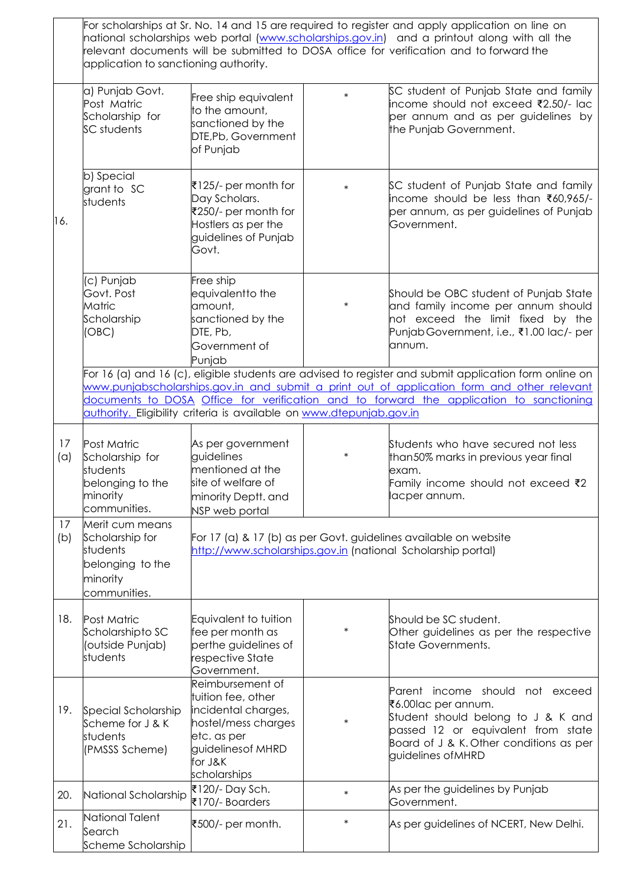| | | | | |
|---|---|---|---|---|
| | For scholarships at Sr. No. 14 and 15 are required to register and apply application on line on national scholarships web portal (www.scholarships.gov.in) and a printout along with all the relevant documents will be submitted to DOSA office for verification and to forward the application to sanctioning authority. | | | |
| 16. | a) Punjab Govt. Post Matric Scholarship for SC students | Free ship equivalent to the amount, sanctioned by the DTE,Pb, Government of Punjab | * | SC student of Punjab State and family income should not exceed ₹2.50/- lac per annum and as per guidelines by the Punjab Government. |
| | b) Special grant to SC students | ₹125/- per month for Day Scholars. ₹250/- per month for Hostlers as per the guidelines of Punjab Govt. | * | SC student of Punjab State and family income should be less than ₹60,965/- per annum, as per guidelines of Punjab Government. |
| | (c) Punjab Govt. Post Matric Scholarship (OBC) | Free ship equivalentto the amount, sanctioned by the DTE, Pb, Government of Punjab | * | Should be OBC student of Punjab State and family income per annum should not exceed the limit fixed by the Punjab Government, i.e., ₹1.00 lac/- per annum. |
| | For 16 (a) and 16 (c), eligible students are advised to register and submit application form online on www.punjabscholarships.gov.in and submit a print out of application form and other relevant documents to DOSA Office for verification and to forward the application to sanctioning authority. Eligibility criteria is available on www.dtepunjab.gov.in | | | |
| 17 (a) | Post Matric Scholarship for students belonging to the minority communities. | As per government guidelines mentioned at the site of welfare of minority Deptt. and NSP web portal | * | Students who have secured not less than50% marks in previous year final exam. Family income should not exceed ₹2 lacper annum. |
| 17 (b) | Merit cum means Scholarship for students belonging to the minority communities. | For 17 (a) & 17 (b) as per Govt. guidelines available on website http://www.scholarships.gov.in (national Scholarship portal) | | |
| 18. | Post Matric Scholarshipto SC (outside Punjab) students | Equivalent to tuition fee per month as perthe guidelines of respective State Government. | * | Should be SC student. Other guidelines as per the respective State Governments. |
| 19. | Special Scholarship Scheme for J & K students (PMSSS Scheme) | Reimbursement of tuition fee, other incidental charges, hostel/mess charges etc. as per guidelinesof MHRD for J&K scholarships | * | Parent income should not exceed ₹6.00lac per annum. Student should belong to J & K and passed 12 or equivalent from state Board of J & K. Other conditions as per guidelines ofMHRD |
| 20. | National Scholarship | ₹120/- Day Sch. ₹170/- Boarders | * | As per the guidelines by Punjab Government. |
| 21. | National Talent Search Scheme Scholarship | ₹500/- per month. | * | As per guidelines of NCERT, New Delhi. |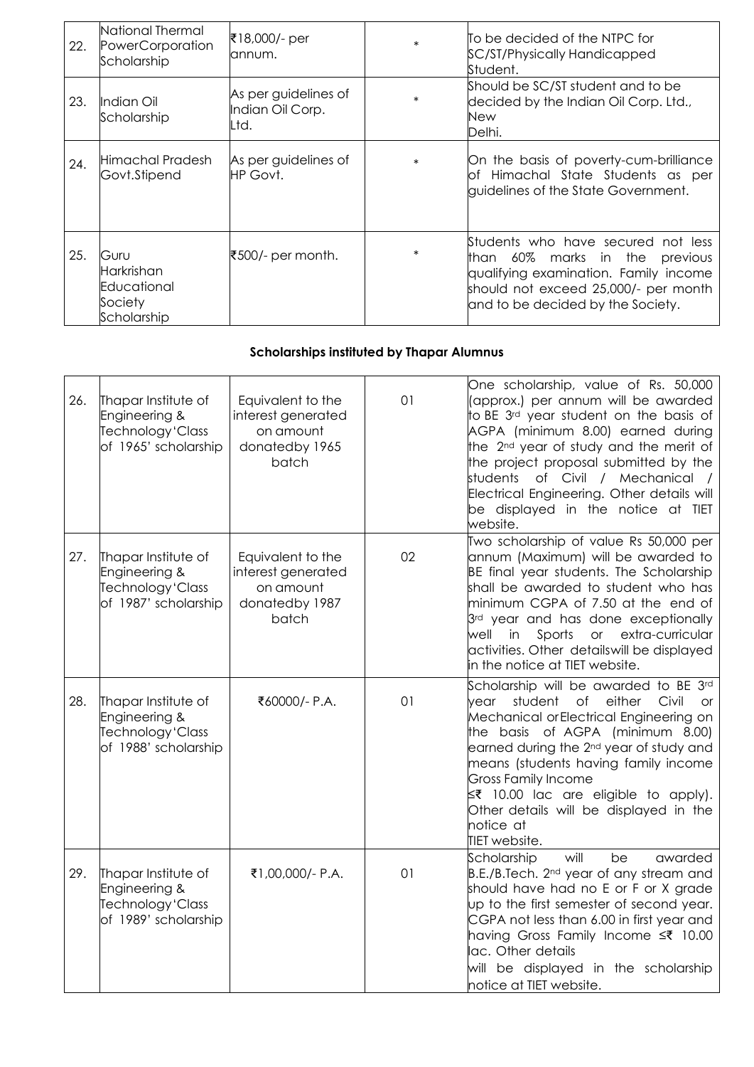| | | | | |
|---|---|---|---|---|
| 22. | National Thermal PowerCorporation Scholarship | ₹18,000/- per annum. | * | To be decided of the NTPC for SC/ST/Physically Handicapped Student. |
| 23. | Indian Oil Scholarship | As per guidelines of Indian Oil Corp. Ltd. | * | Should be SC/ST student and to be decided by the Indian Oil Corp. Ltd., New Delhi. |
| 24. | Himachal Pradesh Govt.Stipend | As per guidelines of HP Govt. | * | On the basis of poverty-cum-brilliance of Himachal State Students as per guidelines of the State Government. |
| 25. | Guru Harkrishan Educational Society Scholarship | ₹500/- per month. | * | Students who have secured not less than 60% marks in the previous qualifying examination. Family income should not exceed 25,000/- per month and to be decided by the Society. |

**Scholarships instituted by Thapar Alumnus**

| | | | | |
|---|---|---|---|---|
| 26. | Thapar Institute of Engineering & Technology'Class of 1965' scholarship | Equivalent to the interest generated on amount donatedby 1965 batch | 01 | One scholarship, value of Rs. 50,000 (approx.) per annum will be awarded to BE 3rd year student on the basis of AGPA (minimum 8.00) earned during the 2nd year of study and the merit of the project proposal submitted by the students of Civil / Mechanical / Electrical Engineering. Other details will be displayed in the notice at TIET website. |
| 27. | Thapar Institute of Engineering & Technology'Class of 1987' scholarship | Equivalent to the interest generated on amount donatedby 1987 batch | 02 | Two scholarship of value Rs 50,000 per annum (Maximum) will be awarded to BE final year students. The Scholarship shall be awarded to student who has minimum CGPA of 7.50 at the end of 3rd year and has done exceptionally well in Sports or extra-curricular activities. Other detailswill be displayed in the notice at TIET website. |
| 28. | Thapar Institute of Engineering & Technology'Class of 1988' scholarship | ₹60000/- P.A. | 01 | Scholarship will be awarded to BE 3rd year student of either Civil or Mechanical orElectrical Engineering on the basis of AGPA (minimum 8.00) earned during the 2nd year of study and means (students having family income Gross Family Income ≤₹ 10.00 lac are eligible to apply). Other details will be displayed in the notice at TIET website. |
| 29. | Thapar Institute of Engineering & Technology'Class of 1989' scholarship | ₹1,00,000/- P.A. | 01 | Scholarship will be awarded B.E./B.Tech. 2nd year of any stream and should have had no E or F or X grade up to the first semester of second year. CGPA not less than 6.00 in first year and having Gross Family Income ≤₹ 10.00 lac. Other details will be displayed in the scholarship notice at TIET website. |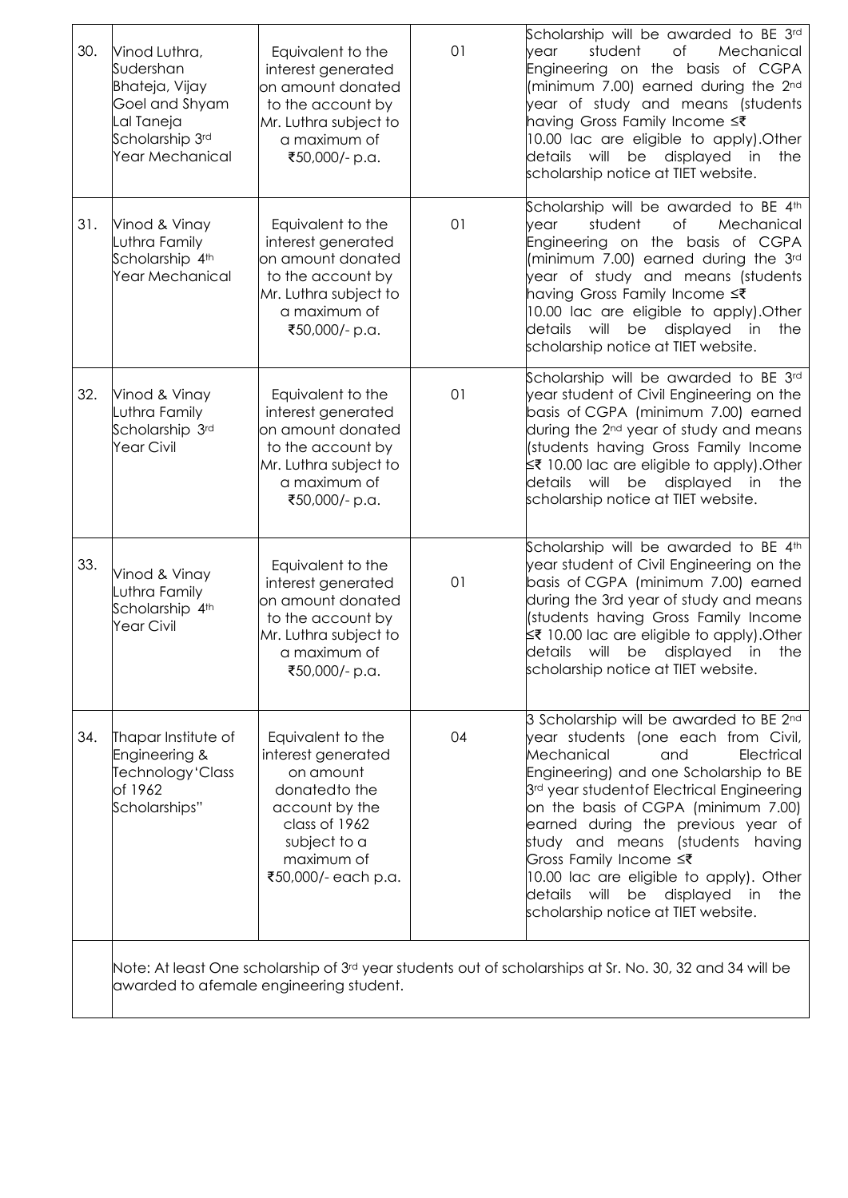| 30. | Vinod Luthra, Sudershan Bhateja, Vijay Goel and Shyam Lal Taneja Scholarship 3rd Year Mechanical | Equivalent to the interest generated on amount donated to the account by Mr. Luthra subject to a maximum of ₹50,000/- p.a. | 01 | Scholarship will be awarded to BE 3rd year student of Mechanical Engineering on the basis of CGPA (minimum 7.00) earned during the 2nd year of study and means (students having Gross Family Income ≤₹ 10.00 lac are eligible to apply).Other details will be displayed in the scholarship notice at TIET website. |
|---|---|---|---|---|
| 31. | Vinod & Vinay Luthra Family Scholarship 4th Year Mechanical | Equivalent to the interest generated on amount donated to the account by Mr. Luthra subject to a maximum of ₹50,000/- p.a. | 01 | Scholarship will be awarded to BE 4th year student of Mechanical Engineering on the basis of CGPA (minimum 7.00) earned during the 3rd year of study and means (students having Gross Family Income ≤₹ 10.00 lac are eligible to apply).Other details will be displayed in the scholarship notice at TIET website. |
| 32. | Vinod & Vinay Luthra Family Scholarship 3rd Year Civil | Equivalent to the interest generated on amount donated to the account by Mr. Luthra subject to a maximum of ₹50,000/- p.a. | 01 | Scholarship will be awarded to BE 3rd year student of Civil Engineering on the basis of CGPA (minimum 7.00) earned during the 2nd year of study and means (students having Gross Family Income ≤₹ 10.00 lac are eligible to apply).Other details will be displayed in the scholarship notice at TIET website. |
| 33. | Vinod & Vinay Luthra Family Scholarship 4th Year Civil | Equivalent to the interest generated on amount donated to the account by Mr. Luthra subject to a maximum of ₹50,000/- p.a. | 01 | Scholarship will be awarded to BE 4th year student of Civil Engineering on the basis of CGPA (minimum 7.00) earned during the 3rd year of study and means (students having Gross Family Income ≤₹ 10.00 lac are eligible to apply).Other details will be displayed in the scholarship notice at TIET website. |
| 34. | Thapar Institute of Engineering & Technology 'Class of 1962 Scholarships" | Equivalent to the interest generated on amount donatedto the account by the class of 1962 subject to a maximum of ₹50,000/- each p.a. | 04 | 3 Scholarship will be awarded to BE 2nd year students (one each from Civil, Mechanical and Electrical Engineering) and one Scholarship to BE 3rd year studentof Electrical Engineering on the basis of CGPA (minimum 7.00) earned during the previous year of study and means (students having Gross Family Income ≤₹ 10.00 lac are eligible to apply). Other details will be displayed in the scholarship notice at TIET website. |
| | Note: At least One scholarship of 3rd year students out of scholarships at Sr. No. 30, 32 and 34 will be awarded to afemale engineering student. | | | |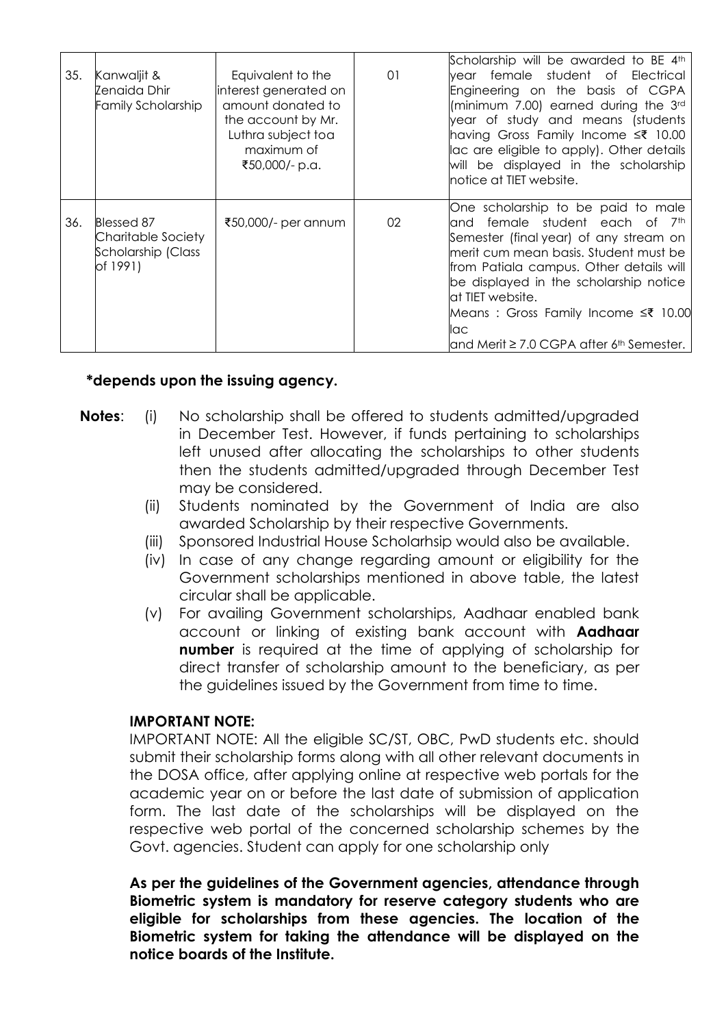| | | | | |
|---|---|---|---|---|
| 35. | Kanwaljit & Zenaida Dhir Family Scholarship | Equivalent to the interest generated on amount donated to the account by Mr. Luthra subject toa maximum of ₹50,000/- p.a. | 01 | Scholarship will be awarded to BE 4th year female student of Electrical Engineering on the basis of CGPA (minimum 7.00) earned during the 3rd year of study and means (students having Gross Family Income ≤₹ 10.00 lac are eligible to apply). Other details will be displayed in the scholarship notice at TIET website. |
| 36. | Blessed 87 Charitable Society Scholarship (Class of 1991) | ₹50,000/- per annum | 02 | One scholarship to be paid to male and female student each of 7th Semester (final year) of any stream on merit cum mean basis. Student must be from Patiala campus. Other details will be displayed in the scholarship notice at TIET website.<br>Means : Gross Family Income ≤₹ 10.00 lac<br>and Merit ≥ 7.0 CGPA after 6th Semester. |

**\*depends upon the issuing agency.**

**Notes**:

(i) No scholarship shall be offered to students admitted/upgraded in December Test. However, if funds pertaining to scholarships left unused after allocating the scholarships to other students then the students admitted/upgraded through December Test may be considered.

(ii) Students nominated by the Government of India are also awarded Scholarship by their respective Governments.

(iii) Sponsored Industrial House Scholarhsip would also be available.

(iv) In case of any change regarding amount or eligibility for the Government scholarships mentioned in above table, the latest circular shall be applicable.

(v) For availing Government scholarships, Aadhaar enabled bank account or linking of existing bank account with **Aadhaar number** is required at the time of applying of scholarship for direct transfer of scholarship amount to the beneficiary, as per the guidelines issued by the Government from time to time.

**IMPORTANT NOTE:**

IMPORTANT NOTE: All the eligible SC/ST, OBC, PwD students etc. should submit their scholarship forms along with all other relevant documents in the DOSA office, after applying online at respective web portals for the academic year on or before the last date of submission of application form. The last date of the scholarships will be displayed on the respective web portal of the concerned scholarship schemes by the Govt. agencies. Student can apply for one scholarship only

**As per the guidelines of the Government agencies, attendance through Biometric system is mandatory for reserve category students who are eligible for scholarships from these agencies. The location of the Biometric system for taking the attendance will be displayed on the notice boards of the Institute.**